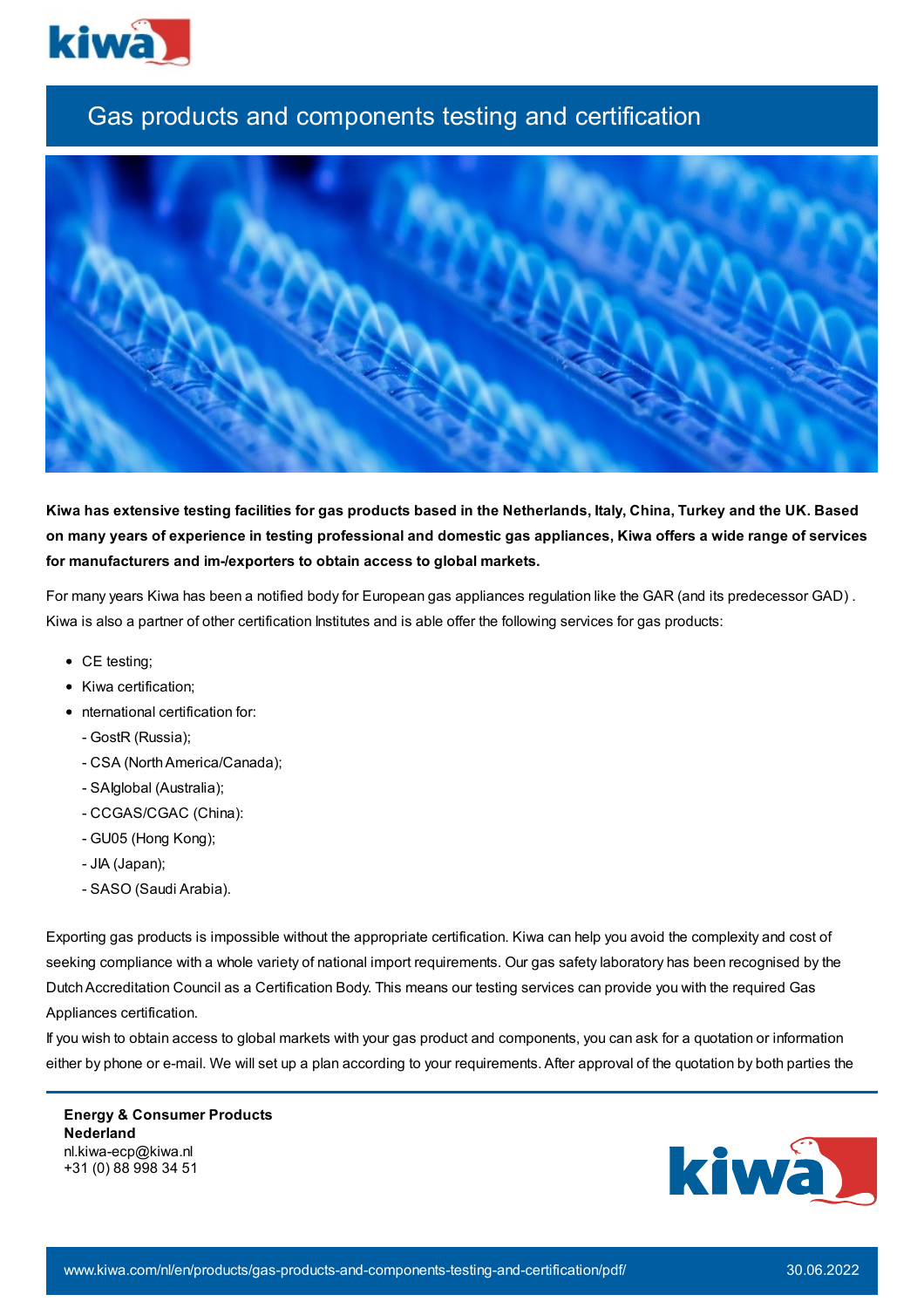# Gas products and components testing and certification

**Kiwa has extensive testing facilities for gas products based in the Netherlands, Italy, China, Turkey and the UK. Based on many years of experience in testing professional and domestic gas appliances, Kiwa offers a wide range of services for manufacturers and im-/exporters to obtain access to global markets.**

For many years Kiwa has been a notified body for European gas appliances regulation like the GAR (and its predecessor GAD) . Kiwa is also a partner of other certification Institutes and is able offer the following services for gas products:

- CE testing;
- Kiwa certification;
- nternational certification for:
  - GostR (Russia);
  - CSA (North America/Canada);
  - SAIglobal (Australia);
  - CCGAS/CGAC (China):
  - GU05 (Hong Kong);
  - JIA (Japan);
  - SASO (Saudi Arabia).

Exporting gas products is impossible without the appropriate certification. Kiwa can help you avoid the complexity and cost of seeking compliance with a whole variety of national import requirements. Our gas safety laboratory has been recognised by the Dutch Accreditation Council as a Certification Body. This means our testing services can provide you with the required Gas Appliances certification.
If you wish to obtain access to global markets with your gas product and components, you can ask for a quotation or information either by phone or e-mail. We will set up a plan according to your requirements. After approval of the quotation by both parties the

**Energy & Consumer Products**
**Nederland**
nl.kiwa-ecp@kiwa.nl
+31 (0) 88 998 34 51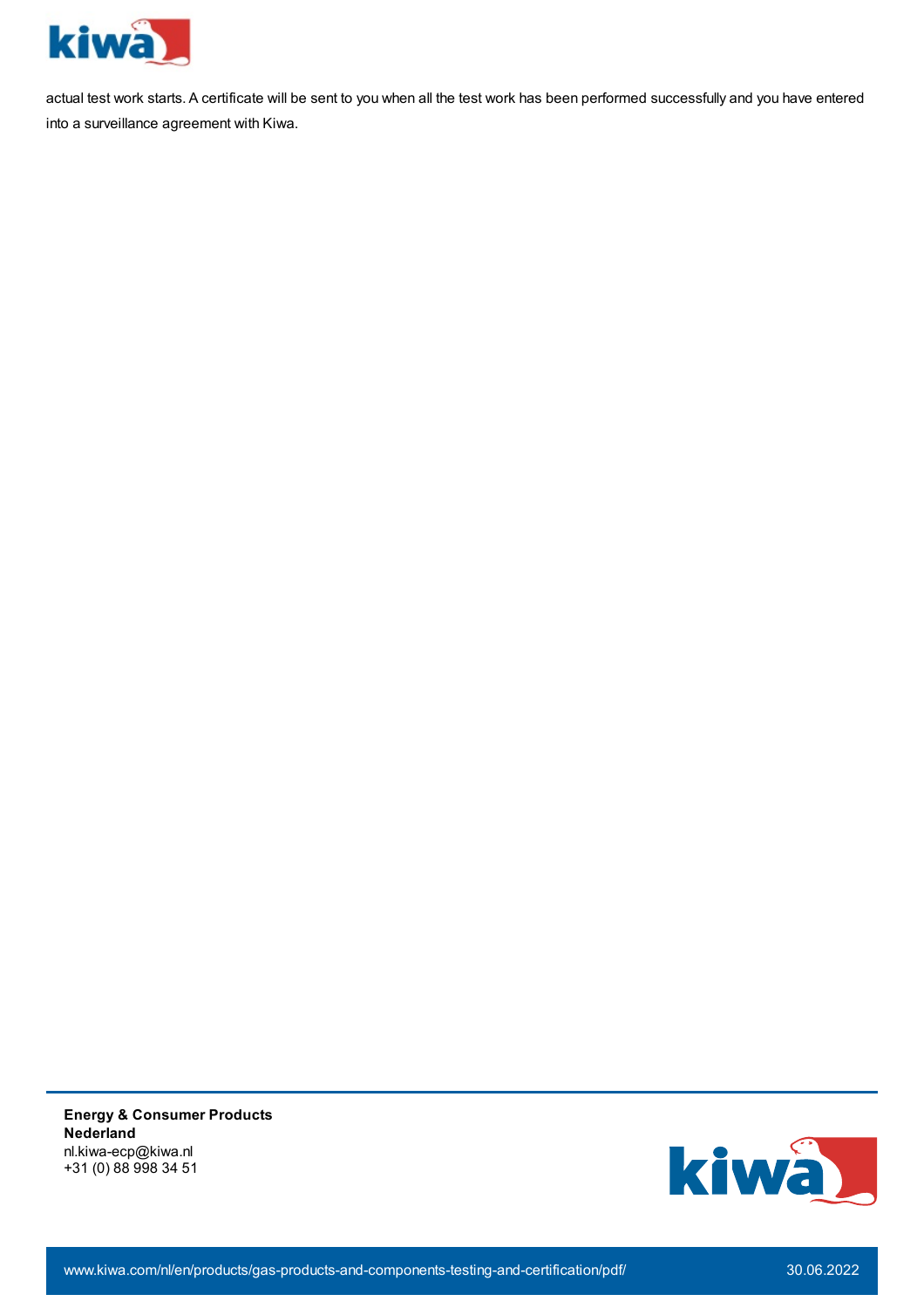actual test work starts. A certificate will be sent to you when all the test work has been performed successfully and you have entered into a surveillance agreement with Kiwa.

**Energy & Consumer Products**
**Nederland**
nl.kiwa-ecp@kiwa.nl
+31 (0) 88 998 34 51